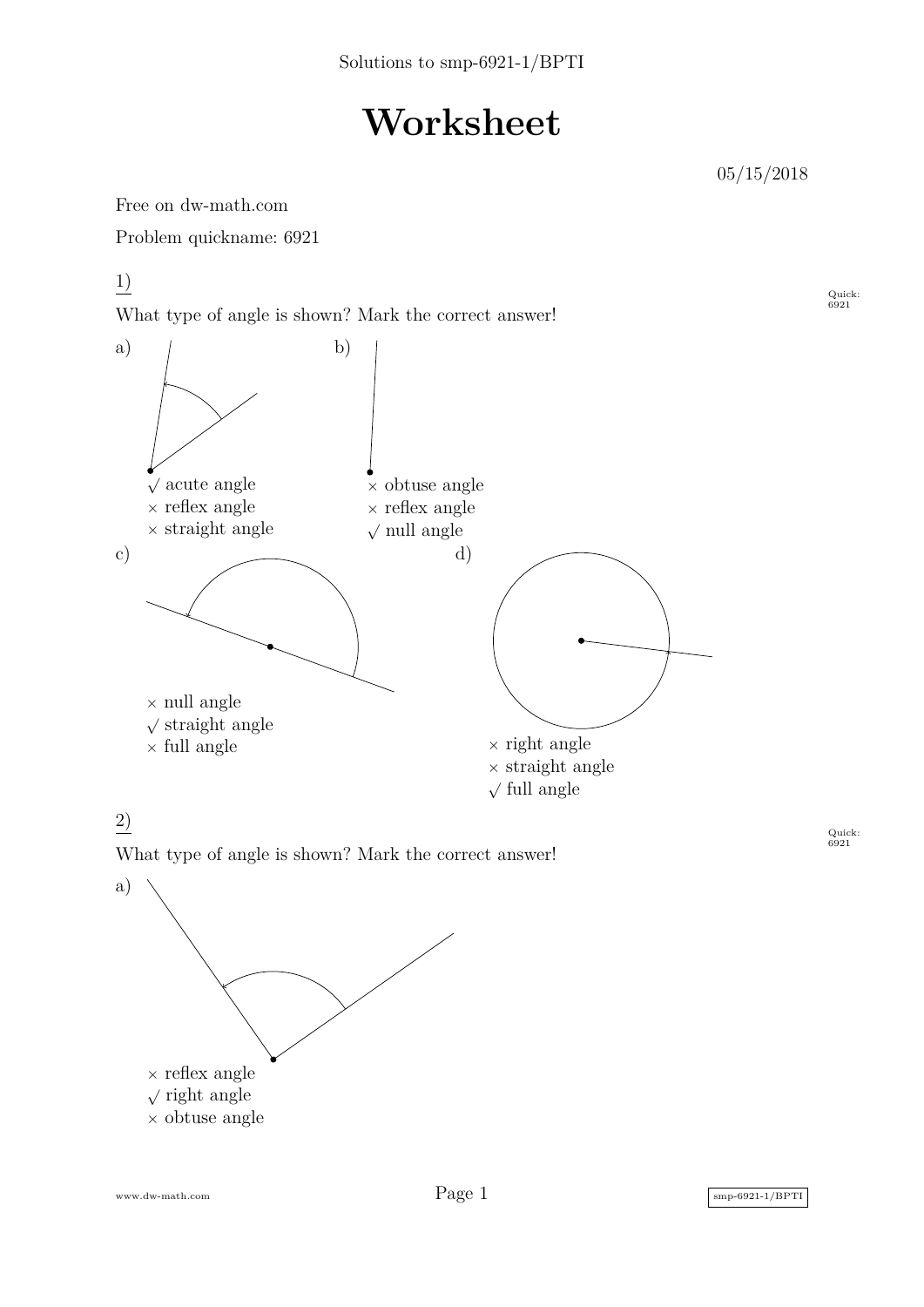Solutions to smp-6921-1/BPTI

# Worksheet

05/15/2018

Free on dw-math.com

Problem quickname: 6921

## 1)

Quick: 6921

What type of angle is shown? Mark the correct answer!

a)

- ✓ acute angle
- × reflex angle
- × straight angle

b)

- × obtuse angle
- × reflex angle
- ✓ null angle

c)

- × null angle
- ✓ straight angle
- × full angle

d)

- × right angle
- × straight angle
- ✓ full angle

## 2)

Quick: 6921

What type of angle is shown? Mark the correct answer!

a)

- × reflex angle
- ✓ right angle
- × obtuse angle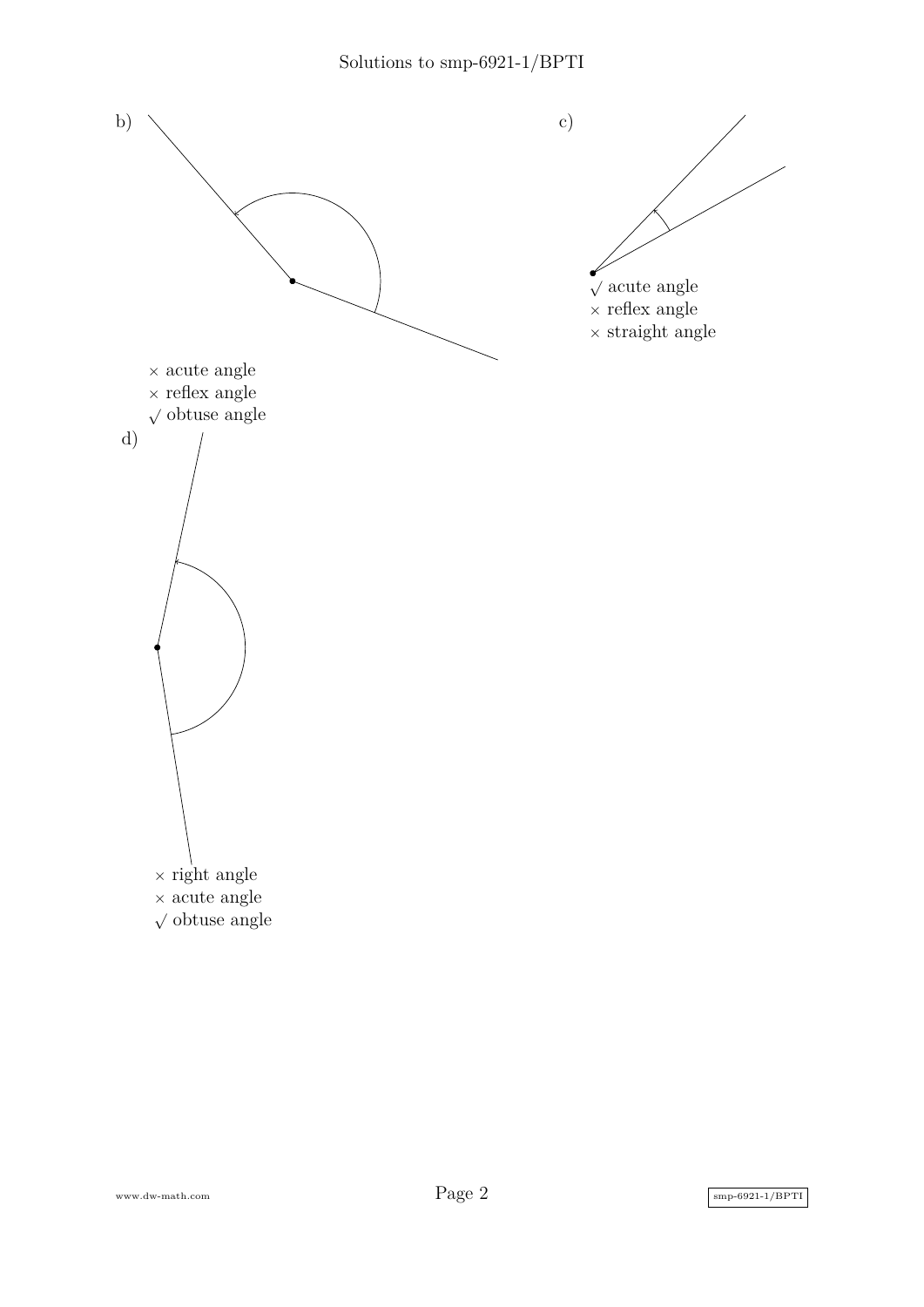b)

× acute angle
× reflex angle
√ obtuse angle

c)

√ acute angle
× reflex angle
× straight angle

d)

× right angle
× acute angle
√ obtuse angle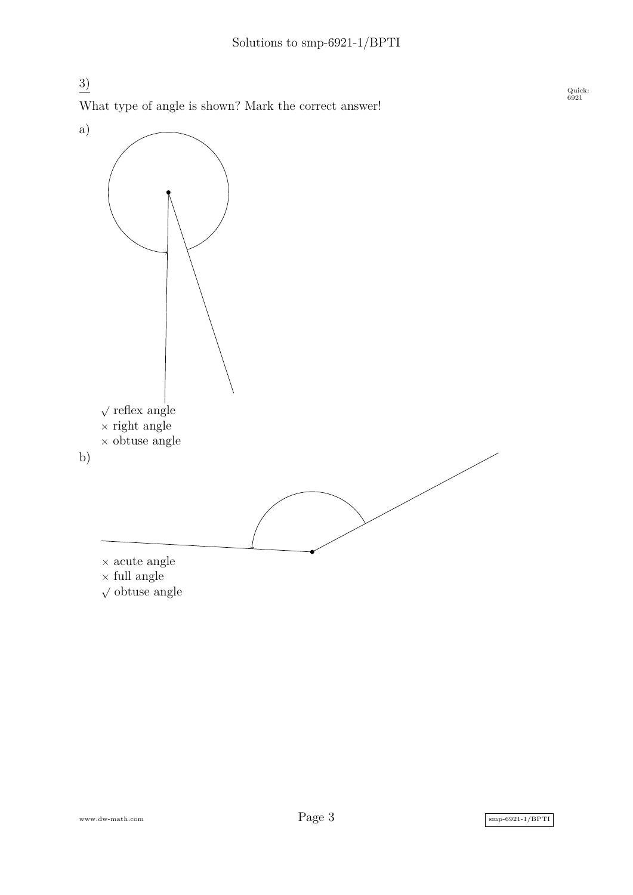3)

What type of angle is shown? Mark the correct answer!

a)

√ reflex angle
× right angle
× obtuse angle

b)

× acute angle
× full angle
√ obtuse angle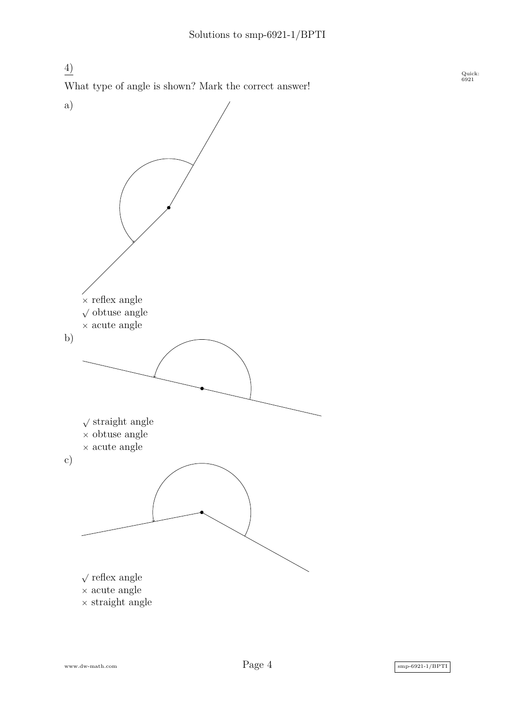4)

What type of angle is shown? Mark the correct answer!

a)

× reflex angle
√ obtuse angle
× acute angle

b)

√ straight angle
× obtuse angle
× acute angle

c)

√ reflex angle
× acute angle
× straight angle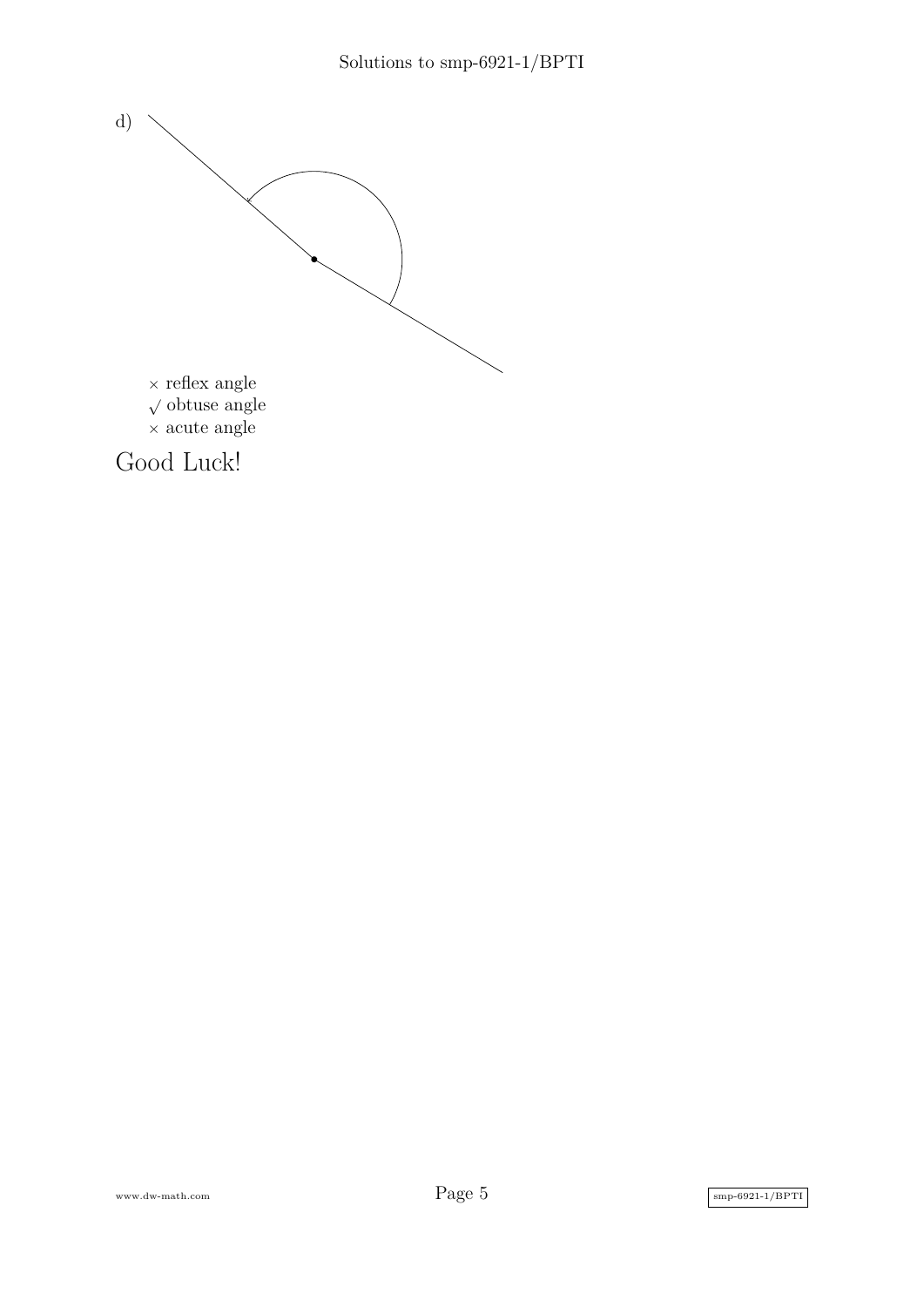d)

× reflex angle
√ obtuse angle
× acute angle

Good Luck!